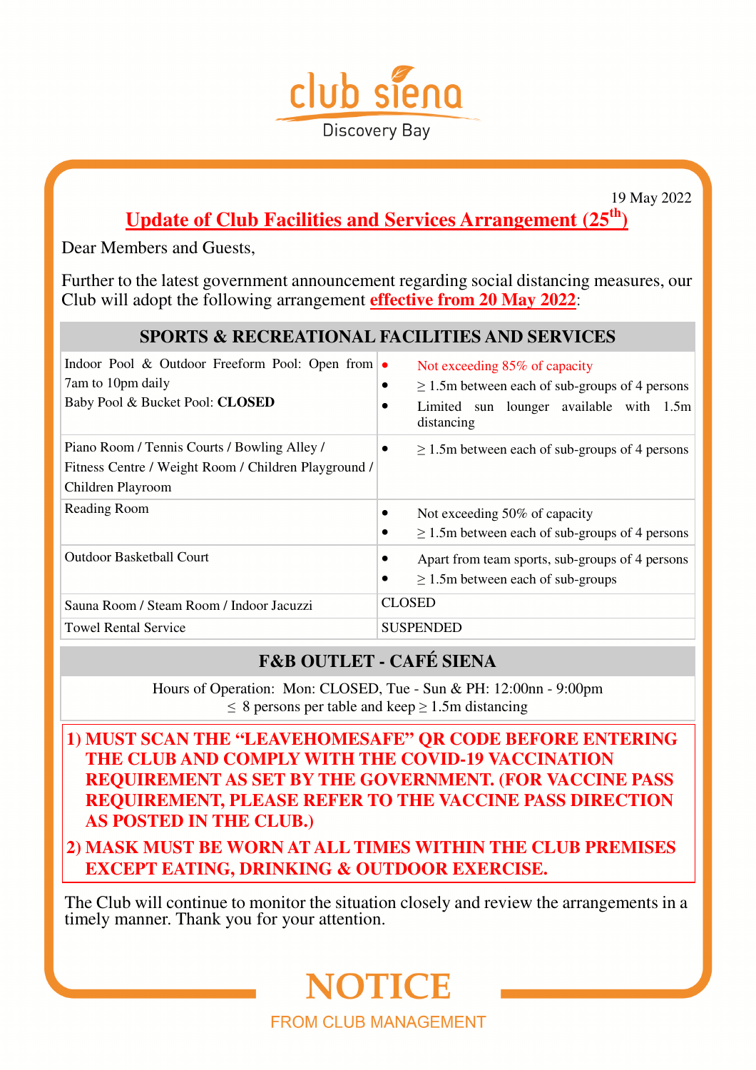club siena

Discovery Bay

19 May 2022

## Update of Club Facilities and Services Arrangement (25th)

Dear Members and Guests,

Further to the latest government announcement regarding social distancing measures, our Club will adopt the following arrangement **effective from 20 May 2022**:

| SPORTS & RECREATIONAL FACILITIES AND SERVICES | |
|---|---|
| Indoor Pool & Outdoor Freeform Pool: Open from 7am to 10pm daily<br>Baby Pool & Bucket Pool: **CLOSED** | • Not exceeding 85% of capacity<br>• ≥ 1.5m between each of sub-groups of 4 persons<br>• Limited sun lounger available with 1.5m distancing |
| Piano Room / Tennis Courts / Bowling Alley / Fitness Centre / Weight Room / Children Playground / Children Playroom | • ≥ 1.5m between each of sub-groups of 4 persons |
| Reading Room | • Not exceeding 50% of capacity<br>• ≥ 1.5m between each of sub-groups of 4 persons |
| Outdoor Basketball Court | • Apart from team sports, sub-groups of 4 persons<br>• ≥ 1.5m between each of sub-groups |
| Sauna Room / Steam Room / Indoor Jacuzzi | CLOSED |
| Towel Rental Service | SUSPENDED |

### F&B OUTLET - CAFÉ SIENA

Hours of Operation: Mon: CLOSED, Tue - Sun & PH: 12:00nn - 9:00pm
≤ 8 persons per table and keep ≥ 1.5m distancing

1) **MUST SCAN THE "LEAVEHOMESAFE" QR CODE BEFORE ENTERING THE CLUB AND COMPLY WITH THE COVID-19 VACCINATION REQUIREMENT AS SET BY THE GOVERNMENT. (FOR VACCINE PASS REQUIREMENT, PLEASE REFER TO THE VACCINE PASS DIRECTION AS POSTED IN THE CLUB.)**
2) **MASK MUST BE WORN AT ALL TIMES WITHIN THE CLUB PREMISES EXCEPT EATING, DRINKING & OUTDOOR EXERCISE.**

The Club will continue to monitor the situation closely and review the arrangements in a timely manner. Thank you for your attention.

# NOTICE

FROM CLUB MANAGEMENT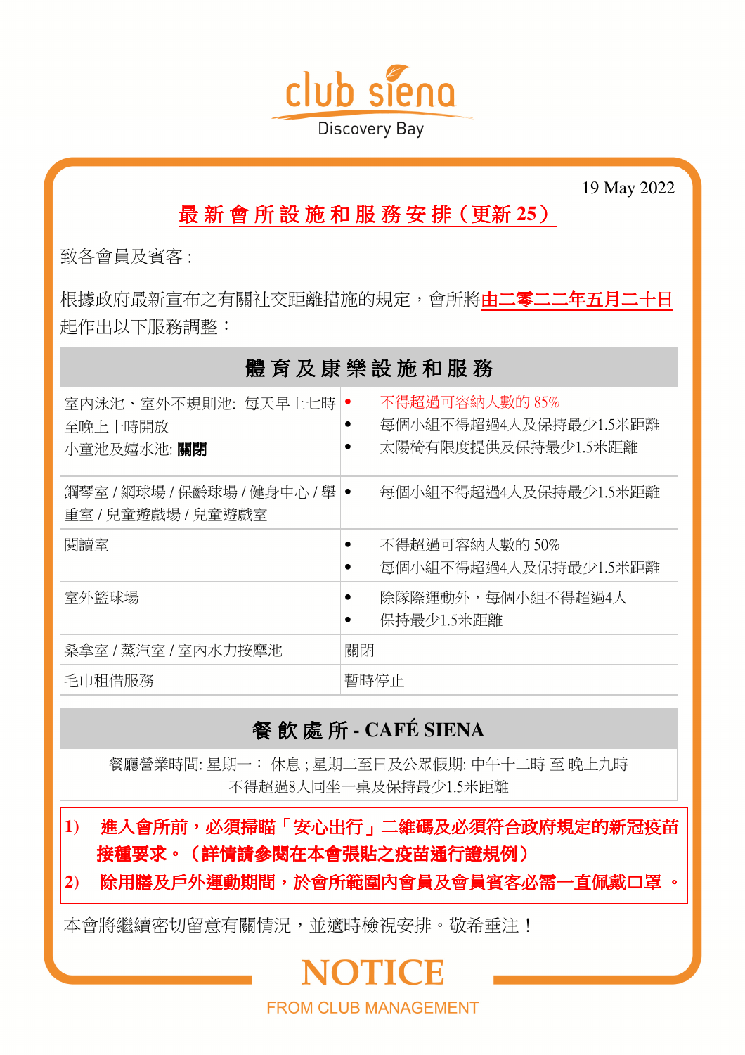club siena

Discovery Bay

19 May 2022

## 最新會所設施和服務安排（更新 25）

致各會員及賓客：

根據政府最新宣布之有關社交距離措施的規定，會所將**由二零二二年五月二十日**起作出以下服務調整：

### 體育及康樂設施和服務

| | |
|---|---|
| 室內泳池、室外不規則池: 每天早上七時至晚上十時開放<br>小童池及嬉水池: **關閉** | • 不得超過可容納人數的 85%<br>• 每個小組不得超過4人及保持最少1.5米距離<br>• 太陽椅有限度提供及保持最少1.5米距離 |
| 鋼琴室 / 網球場 / 保齡球場 / 健身中心 / 舉重室 / 兒童遊戲場 / 兒童遊戲室 | • 每個小組不得超過4人及保持最少1.5米距離 |
| 閱讀室 | • 不得超過可容納人數的 50%<br>• 每個小組不得超過4人及保持最少1.5米距離 |
| 室外籃球場 | • 除隊際運動外，每個小組不得超過4人<br>• 保持最少1.5米距離 |
| 桑拿室 / 蒸汽室 / 室內水力按摩池 | 關閉 |
| 毛巾租借服務 | 暫時停止 |

### 餐飲處所 - CAFÉ SIENA

餐廳營業時間: 星期一： 休息 ; 星期二至日及公眾假期: 中午十二時 至 晚上九時
不得超過8人同坐一桌及保持最少1.5米距離

**1) 進入會所前，必須掃瞄「安心出行」二維碼及必須符合政府規定的新冠疫苗接種要求。（詳情請參閱在本會張貼之疫苗通行證規例）**

**2) 除用膳及戶外運動期間，於會所範圍內會員及會員賓客必需一直佩戴口罩 。**

本會將繼續密切留意有關情況，並適時檢視安排。敬希垂注！

**NOTICE**

FROM CLUB MANAGEMENT